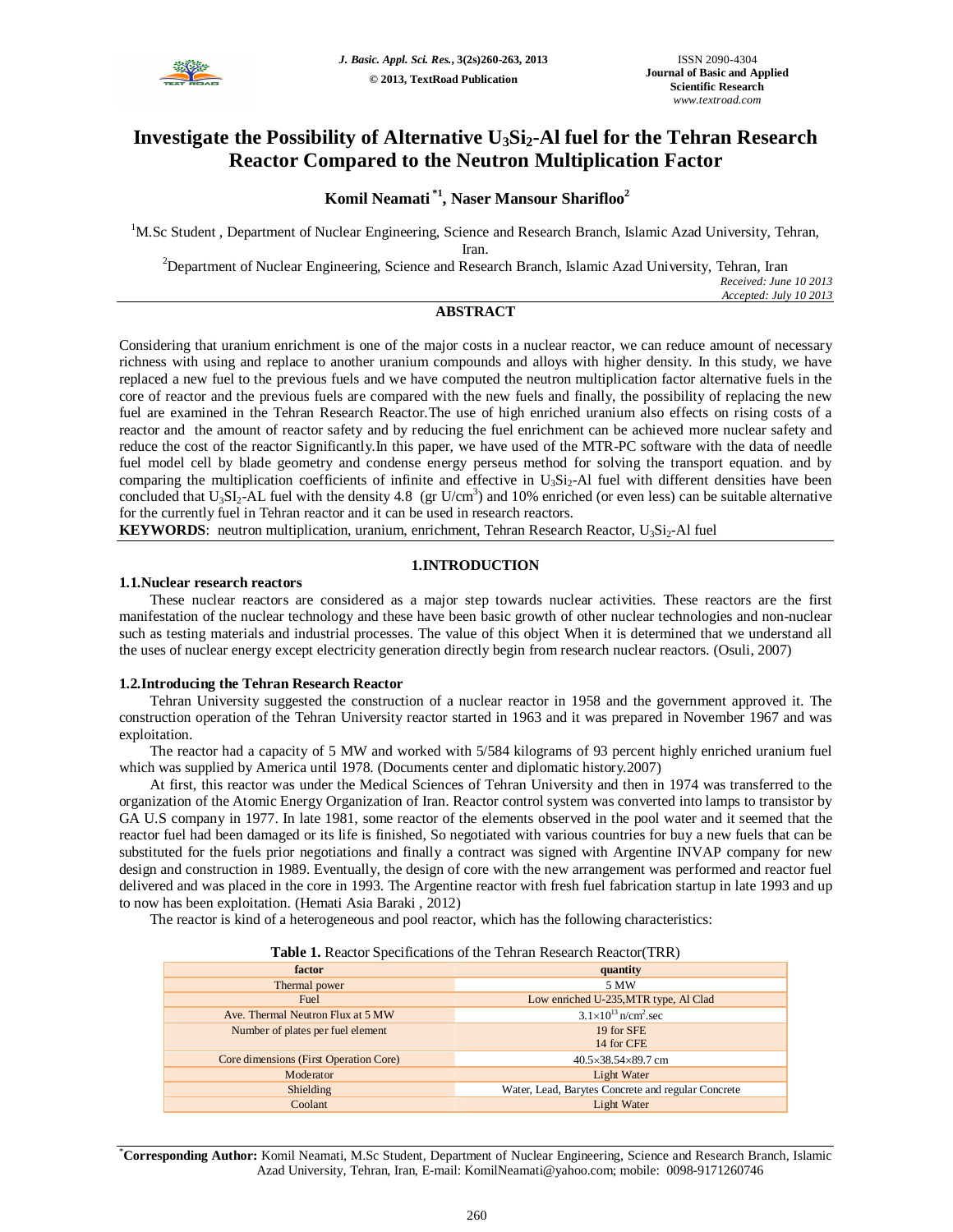# Investigate the Possibility of Alternative $U_3Si_2$-Al fuel for the Tehran Research Reactor Compared to the Neutron Multiplication Factor

**Komil Neamati [*1], Naser Mansour Sharifloo [2]**

[1]M.Sc Student , Department of Nuclear Engineering, Science and Research Branch, Islamic Azad University, Tehran, Iran.

[2]Department of Nuclear Engineering, Science and Research Branch, Islamic Azad University, Tehran, Iran

*Received: June 10 2013*
*Accepted: July 10 2013*

## ABSTRACT

Considering that uranium enrichment is one of the major costs in a nuclear reactor, we can reduce amount of necessary richness with using and replace to another uranium compounds and alloys with higher density. In this study, we have replaced a new fuel to the previous fuels and we have computed the neutron multiplication factor alternative fuels in the core of reactor and the previous fuels are compared with the new fuels and finally, the possibility of replacing the new fuel are examined in the Tehran Research Reactor.The use of high enriched uranium also effects on rising costs of a reactor and the amount of reactor safety and by reducing the fuel enrichment can be achieved more nuclear safety and reduce the cost of the reactor Significantly.In this paper, we have used of the MTR-PC software with the data of needle fuel model cell by blade geometry and condense energy perseus method for solving the transport equation. and by comparing the multiplication coefficients of infinite and effective in $U_3Si_2$-Al fuel with different densities have been concluded that $U_3SI_2$-AL fuel with the density 4.8 (gr U/cm$^3$) and 10% enriched (or even less) can be suitable alternative for the currently fuel in Tehran reactor and it can be used in research reactors.

**KEYWORDS**: neutron multiplication, uranium, enrichment, Tehran Research Reactor, $U_3Si_2$-Al fuel

## 1.INTRODUCTION

### 1.1.Nuclear research reactors

These nuclear reactors are considered as a major step towards nuclear activities. These reactors are the first manifestation of the nuclear technology and these have been basic growth of other nuclear technologies and non-nuclear such as testing materials and industrial processes. The value of this object When it is determined that we understand all the uses of nuclear energy except electricity generation directly begin from research nuclear reactors. (Osuli, 2007)

### 1.2.Introducing the Tehran Research Reactor

Tehran University suggested the construction of a nuclear reactor in 1958 and the government approved it. The construction operation of the Tehran University reactor started in 1963 and it was prepared in November 1967 and was exploitation.

The reactor had a capacity of 5 MW and worked with 5/584 kilograms of 93 percent highly enriched uranium fuel which was supplied by America until 1978. (Documents center and diplomatic history.2007)

At first, this reactor was under the Medical Sciences of Tehran University and then in 1974 was transferred to the organization of the Atomic Energy Organization of Iran. Reactor control system was converted into lamps to transistor by GA U.S company in 1977. In late 1981, some reactor of the elements observed in the pool water and it seemed that the reactor fuel had been damaged or its life is finished, So negotiated with various countries for buy a new fuels that can be substituted for the fuels prior negotiations and finally a contract was signed with Argentine INVAP company for new design and construction in 1989. Eventually, the design of core with the new arrangement was performed and reactor fuel delivered and was placed in the core in 1993. The Argentine reactor with fresh fuel fabrication startup in late 1993 and up to now has been exploitation. (Hemati Asia Baraki , 2012)

The reactor is kind of a heterogeneous and pool reactor, which has the following characteristics:

**Table 1.** Reactor Specifications of the Tehran Research Reactor(TRR)

| factor | quantity |
|---|---|
| Thermal power | 5 MW |
| Fuel | Low enriched U-235,MTR type, Al Clad |
| Ave. Thermal Neutron Flux at 5 MW | $3.1\times10^{13}$ n/cm$^2$.sec |
| Number of plates per fuel element | 19 for SFE<br>14 for CFE |
| Core dimensions (First Operation Core) | 40.5×38.54×89.7 cm |
| Moderator | Light Water |
| Shielding | Water, Lead, Barytes Concrete and regular Concrete |
| Coolant | Light Water |

[*]**Corresponding Author:** Komil Neamati, M.Sc Student, Department of Nuclear Engineering, Science and Research Branch, Islamic Azad University, Tehran, Iran, E-mail: KomilNeamati@yahoo.com; mobile: 0098-9171260746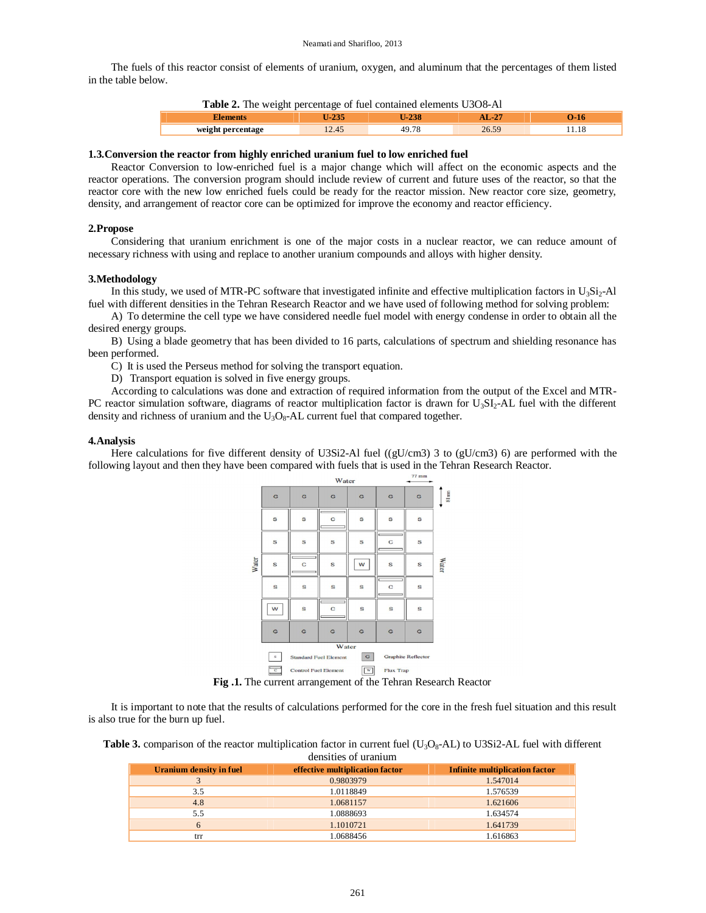The fuels of this reactor consist of elements of uranium, oxygen, and aluminum that the percentages of them listed in the table below.

**Table 2.** The weight percentage of fuel contained elements U3O8-Al

| Elements | U-235 | U-238 | AL-27 | O-16 |
|---|---|---|---|---|
| weight percentage | 12.45 | 49.78 | 26.59 | 11.18 |

### 1.3.Conversion the reactor from highly enriched uranium fuel to low enriched fuel

Reactor Conversion to low-enriched fuel is a major change which will affect on the economic aspects and the reactor operations. The conversion program should include review of current and future uses of the reactor, so that the reactor core with the new low enriched fuels could be ready for the reactor mission. New reactor core size, geometry, density, and arrangement of reactor core can be optimized for improve the economy and reactor efficiency.

## 2.Propose

Considering that uranium enrichment is one of the major costs in a nuclear reactor, we can reduce amount of necessary richness with using and replace to another uranium compounds and alloys with higher density.

## 3.Methodology

In this study, we used of MTR-PC software that investigated infinite and effective multiplication factors in $U_3Si_2$-Al fuel with different densities in the Tehran Research Reactor and we have used of following method for solving problem:

A) To determine the cell type we have considered needle fuel model with energy condense in order to obtain all the desired energy groups.

B) Using a blade geometry that has been divided to 16 parts, calculations of spectrum and shielding resonance has been performed.

C) It is used the Perseus method for solving the transport equation.

D) Transport equation is solved in five energy groups.

According to calculations was done and extraction of required information from the output of the Excel and MTR-PC reactor simulation software, diagrams of reactor multiplication factor is drawn for $U_3SI_2$-AL fuel with the different density and richness of uranium and the $U_3O_8$-AL current fuel that compared together.

## 4.Analysis

Here calculations for five different density of U3Si2-Al fuel ((gU/cm3) 3 to (gU/cm3) 6) are performed with the following layout and then they have been compared with fuels that is used in the Tehran Research Reactor.

| G | G | G | G | G | G |
|---|---|---|---|---|---|
| S | S | C | S | S | S |
| S | S | S | S | C | S |
| S | C | S | W | S | S |
| S | S | S | S | C | S |
| W | S | C | S | S | S |
| G | G | G | G | G | G |

Water (all sides); 77 mm; 81 mm

S: Standard Fuel Element; G: Graphite Reflector; C: Control Fuel Element; W: Flux Trap

**Fig .1.** The current arrangement of the Tehran Research Reactor

It is important to note that the results of calculations performed for the core in the fresh fuel situation and this result is also true for the burn up fuel.

**Table 3.** comparison of the reactor multiplication factor in current fuel ($U_3O_8$-AL) to U3Si2-AL fuel with different densities of uranium

| Uranium density in fuel | effective multiplication factor | Infinite multiplication factor |
|---|---|---|
| 3 | 0.9803979 | 1.547014 |
| 3.5 | 1.0118849 | 1.576539 |
| 4.8 | 1.0681157 | 1.621606 |
| 5.5 | 1.0888693 | 1.634574 |
| 6 | 1.1010721 | 1.641739 |
| trr | 1.0688456 | 1.616863 |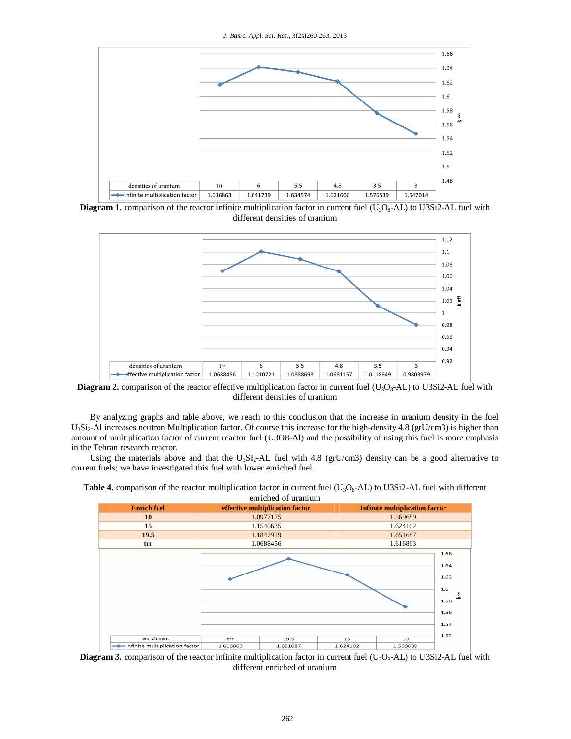| densities of uranium | trr | 6 | 5.5 | 4.8 | 3.5 | 3 |
|---|---|---|---|---|---|---|
| infinite multiplication factor | 1.616863 | 1.641739 | 1.634574 | 1.621606 | 1.576539 | 1.547014 |

**Diagram 1.** comparison of the reactor infinite multiplication factor in current fuel ($U_3O_8$-AL) to U3Si2-AL fuel with different densities of uranium

| densities of uranium | trr | 6 | 5.5 | 4.8 | 3.5 | 3 |
|---|---|---|---|---|---|---|
| effective multiplication factor | 1.0688456 | 1.1010721 | 1.0888693 | 1.0681157 | 1.0118849 | 0.9803979 |

**Diagram 2.** comparison of the reactor effective multiplication factor in current fuel ($U_3O_8$-AL) to U3Si2-AL fuel with different densities of uranium

By analyzing graphs and table above, we reach to this conclusion that the increase in uranium density in the fuel $U_3Si_2$-Al increases neutron Multiplication factor. Of course this increase for the high-density 4.8 (grU/cm3) is higher than amount of multiplication factor of current reactor fuel (U3O8-Al) and the possibility of using this fuel is more emphasis in the Tehran research reactor.

Using the materials above and that the $U_3SI_2$-AL fuel with 4.8 (grU/cm3) density can be a good alternative to current fuels; we have investigated this fuel with lower enriched fuel.

**Table 4.** comparison of the reactor multiplication factor in current fuel ($U_3O_8$-AL) to U3Si2-AL fuel with different enriched of uranium

| Enrich fuel | effective multiplication factor | Infinite multiplication factor |
|---|---|---|
| **10** | 1.0977125 | 1.569689 |
| **15** | 1.1540635 | 1.624102 |
| **19.5** | 1.1847919 | 1.651687 |
| **trr** | 1.0688456 | 1.616863 |

| enrichment | trr | 19.5 | 15 | 10 |
|---|---|---|---|---|
| Infinite multiplication factor | 1.616863 | 1.651687 | 1.624102 | 1.569689 |

**Diagram 3.** comparison of the reactor infinite multiplication factor in current fuel ($U_3O_8$-AL) to U3Si2-AL fuel with different enriched of uranium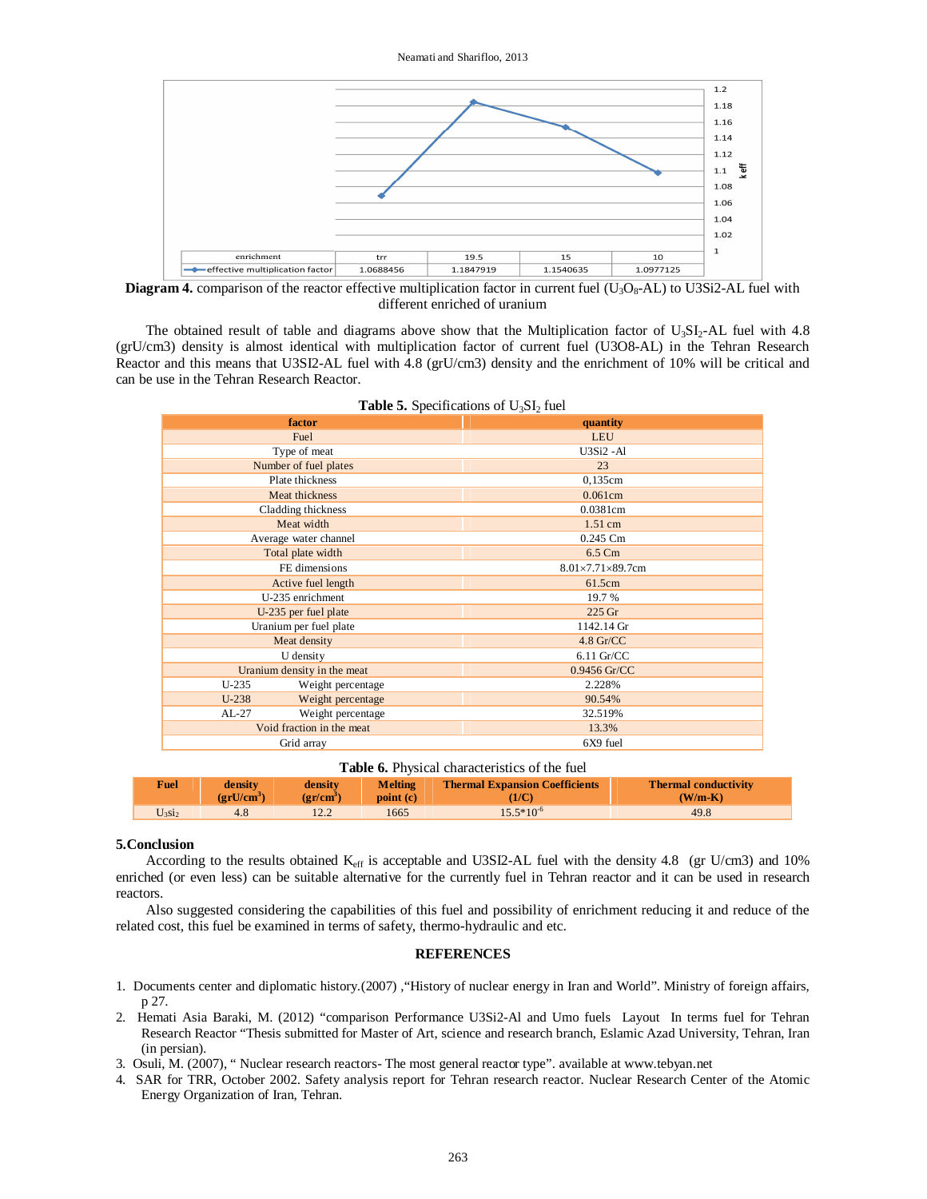1.2
1.18
1.16
1.14
1.12
1.1
1.08
1.06
1.04
1.02
1

keff

enrichment: trr, 19.5, 15, 10

effective multiplication factor: 1.0688456, 1.1847919, 1.1540635, 1.0977125

**Diagram 4.** comparison of the reactor effective multiplication factor in current fuel ($U_3O_8$-AL) to U3Si2-AL fuel with different enriched of uranium

The obtained result of table and diagrams above show that the Multiplication factor of $U_3SI_2$-AL fuel with 4.8 (grU/cm3) density is almost identical with multiplication factor of current fuel (U3O8-AL) in the Tehran Research Reactor and this means that U3SI2-AL fuel with 4.8 (grU/cm3) density and the enrichment of 10% will be critical and can be use in the Tehran Research Reactor.

**Table 5.** Specifications of $U_3SI_2$ fuel

| factor | quantity |
|---|---|
| Fuel | LEU |
| Type of meat | U3Si2 -Al |
| Number of fuel plates | 23 |
| Plate thickness | 0,135cm |
| Meat thickness | 0.061cm |
| Cladding thickness | 0.0381cm |
| Meat width | 1.51 cm |
| Average water channel | 0.245 Cm |
| Total plate width | 6.5 Cm |
| FE dimensions | 8.01×7.71×89.7cm |
| Active fuel length | 61.5cm |
| U-235 enrichment | 19.7 % |
| U-235 per fuel plate | 225 Gr |
| Uranium per fuel plate | 1142.14 Gr |
| Meat density | 4.8 Gr/CC |
| U density | 6.11 Gr/CC |
| Uranium density in the meat | 0.9456 Gr/CC |
| U-235 Weight percentage | 2.228% |
| U-238 Weight percentage | 90.54% |
| AL-27 Weight percentage | 32.519% |
| Void fraction in the meat | 13.3% |
| Grid array | 6X9 fuel |

**Table 6.** Physical characteristics of the fuel

| Fuel | density ($grU/cm^3$) | density ($gr/cm^3$) | Melting point (c) | Thermal Expansion Coefficients (1/C) | Thermal conductivity (W/m-K) |
|---|---|---|---|---|---|
| $U_3si_2$ | 4.8 | 12.2 | 1665 | $15.5*10^{-6}$ | 49.8 |

## 5.Conclusion

According to the results obtained $K_{eff}$ is acceptable and U3SI2-AL fuel with the density 4.8 (gr U/cm3) and 10% enriched (or even less) can be suitable alternative for the currently fuel in Tehran reactor and it can be used in research reactors.

Also suggested considering the capabilities of this fuel and possibility of enrichment reducing it and reduce of the related cost, this fuel be examined in terms of safety, thermo-hydraulic and etc.

## REFERENCES

1. Documents center and diplomatic history.(2007) ,"History of nuclear energy in Iran and World". Ministry of foreign affairs, p 27.
2. Hemati Asia Baraki, M. (2012) "comparison Performance U3Si2-Al and Umo fuels Layout In terms fuel for Tehran Research Reactor "Thesis submitted for Master of Art, science and research branch, Eslamic Azad University, Tehran, Iran (in persian).
3. Osuli, M. (2007), " Nuclear research reactors- The most general reactor type". available at www.tebyan.net
4. SAR for TRR, October 2002. Safety analysis report for Tehran research reactor. Nuclear Research Center of the Atomic Energy Organization of Iran, Tehran.